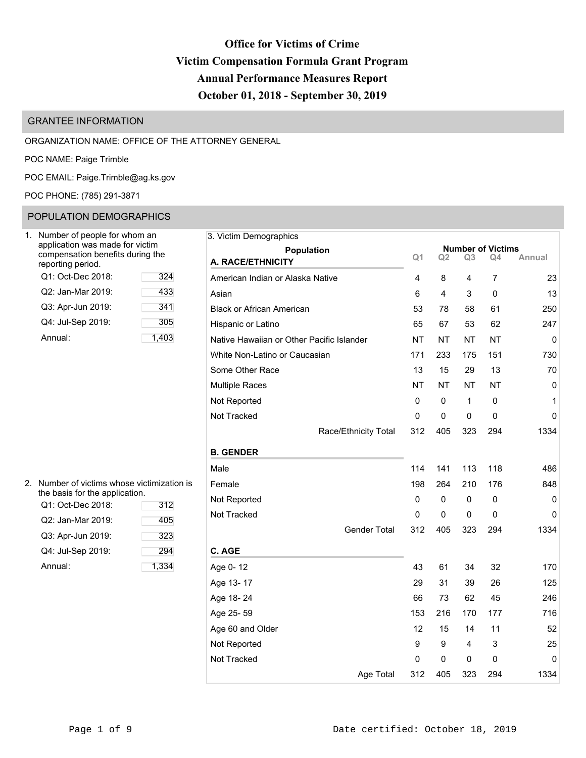# Office for Victims of Crime
# Victim Compensation Formula Grant Program
# Annual Performance Measures Report
# October 01, 2018 - September 30, 2019

## GRANTEE INFORMATION

ORGANIZATION NAME: OFFICE OF THE ATTORNEY GENERAL

POC NAME: Paige Trimble

POC EMAIL: Paige.Trimble@ag.ks.gov

POC PHONE: (785) 291-3871

## POPULATION DEMOGRAPHICS

1. Number of people for whom an application was made for victim compensation benefits during the reporting period.

| Period | Number |
|---|---|
| Q1: Oct-Dec 2018: | 324 |
| Q2: Jan-Mar 2019: | 433 |
| Q3: Apr-Jun 2019: | 341 |
| Q4: Jul-Sep 2019: | 305 |
| Annual: | 1,403 |

2. Number of victims whose victimization is the basis for the application.

| Period | Number |
|---|---|
| Q1: Oct-Dec 2018: | 312 |
| Q2: Jan-Mar 2019: | 405 |
| Q3: Apr-Jun 2019: | 323 |
| Q4: Jul-Sep 2019: | 294 |
| Annual: | 1,334 |

3. Victim Demographics

| Population | Q1 | Q2 | Q3 | Q4 | Annual |
|---|---|---|---|---|---|
| **A. RACE/ETHNICITY** | | | | | |
| American Indian or Alaska Native | 4 | 8 | 4 | 7 | 23 |
| Asian | 6 | 4 | 3 | 0 | 13 |
| Black or African American | 53 | 78 | 58 | 61 | 250 |
| Hispanic or Latino | 65 | 67 | 53 | 62 | 247 |
| Native Hawaiian or Other Pacific Islander | NT | NT | NT | NT | 0 |
| White Non-Latino or Caucasian | 171 | 233 | 175 | 151 | 730 |
| Some Other Race | 13 | 15 | 29 | 13 | 70 |
| Multiple Races | NT | NT | NT | NT | 0 |
| Not Reported | 0 | 0 | 1 | 0 | 1 |
| Not Tracked | 0 | 0 | 0 | 0 | 0 |
| Race/Ethnicity Total | 312 | 405 | 323 | 294 | 1334 |
| **B. GENDER** | | | | | |
| Male | 114 | 141 | 113 | 118 | 486 |
| Female | 198 | 264 | 210 | 176 | 848 |
| Not Reported | 0 | 0 | 0 | 0 | 0 |
| Not Tracked | 0 | 0 | 0 | 0 | 0 |
| Gender Total | 312 | 405 | 323 | 294 | 1334 |
| **C. AGE** | | | | | |
| Age 0- 12 | 43 | 61 | 34 | 32 | 170 |
| Age 13- 17 | 29 | 31 | 39 | 26 | 125 |
| Age 18- 24 | 66 | 73 | 62 | 45 | 246 |
| Age 25- 59 | 153 | 216 | 170 | 177 | 716 |
| Age 60 and Older | 12 | 15 | 14 | 11 | 52 |
| Not Reported | 9 | 9 | 4 | 3 | 25 |
| Not Tracked | 0 | 0 | 0 | 0 | 0 |
| Age Total | 312 | 405 | 323 | 294 | 1334 |

Date certified: October 18, 2019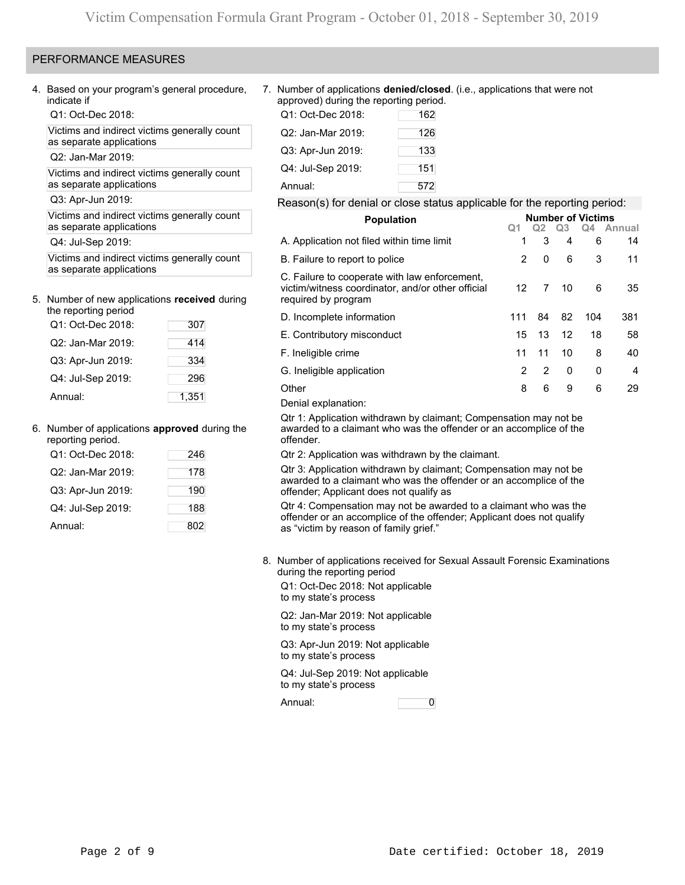## PERFORMANCE MEASURES

4. Based on your program's general procedure, indicate if

   Q1: Oct-Dec 2018:

   Victims and indirect victims generally count as separate applications

   Q2: Jan-Mar 2019:

   Victims and indirect victims generally count as separate applications

   Q3: Apr-Jun 2019:

   Victims and indirect victims generally count as separate applications

   Q4: Jul-Sep 2019:

   Victims and indirect victims generally count as separate applications

5. Number of new applications **received** during the reporting period

| | |
|---|---|
| Q1: Oct-Dec 2018: | 307 |
| Q2: Jan-Mar 2019: | 414 |
| Q3: Apr-Jun 2019: | 334 |
| Q4: Jul-Sep 2019: | 296 |
| Annual: | 1,351 |

6. Number of applications **approved** during the reporting period.

| | |
|---|---|
| Q1: Oct-Dec 2018: | 246 |
| Q2: Jan-Mar 2019: | 178 |
| Q3: Apr-Jun 2019: | 190 |
| Q4: Jul-Sep 2019: | 188 |
| Annual: | 802 |

7. Number of applications **denied/closed**. (i.e., applications that were not approved) during the reporting period.

| | |
|---|---|
| Q1: Oct-Dec 2018: | 162 |
| Q2: Jan-Mar 2019: | 126 |
| Q3: Apr-Jun 2019: | 133 |
| Q4: Jul-Sep 2019: | 151 |
| Annual: | 572 |

Reason(s) for denial or close status applicable for the reporting period:

| Population | Number of Victims Q1 | Q2 | Q3 | Q4 | Annual |
|---|---|---|---|---|---|
| A. Application not filed within time limit | 1 | 3 | 4 | 6 | 14 |
| B. Failure to report to police | 2 | 0 | 6 | 3 | 11 |
| C. Failure to cooperate with law enforcement, victim/witness coordinator, and/or other official required by program | 12 | 7 | 10 | 6 | 35 |
| D. Incomplete information | 111 | 84 | 82 | 104 | 381 |
| E. Contributory misconduct | 15 | 13 | 12 | 18 | 58 |
| F. Ineligible crime | 11 | 11 | 10 | 8 | 40 |
| G. Ineligible application | 2 | 2 | 0 | 0 | 4 |
| Other | 8 | 6 | 9 | 6 | 29 |

Denial explanation:

Qtr 1: Application withdrawn by claimant; Compensation may not be awarded to a claimant who was the offender or an accomplice of the offender.

Qtr 2: Application was withdrawn by the claimant.

Qtr 3: Application withdrawn by claimant; Compensation may not be awarded to a claimant who was the offender or an accomplice of the offender; Applicant does not qualify as

Qtr 4: Compensation may not be awarded to a claimant who was the offender or an accomplice of the offender; Applicant does not qualify as "victim by reason of family grief."

8. Number of applications received for Sexual Assault Forensic Examinations during the reporting period

   Q1: Oct-Dec 2018: Not applicable to my state's process

   Q2: Jan-Mar 2019: Not applicable to my state's process

   Q3: Apr-Jun 2019: Not applicable to my state's process

   Q4: Jul-Sep 2019: Not applicable to my state's process

   Annual: 0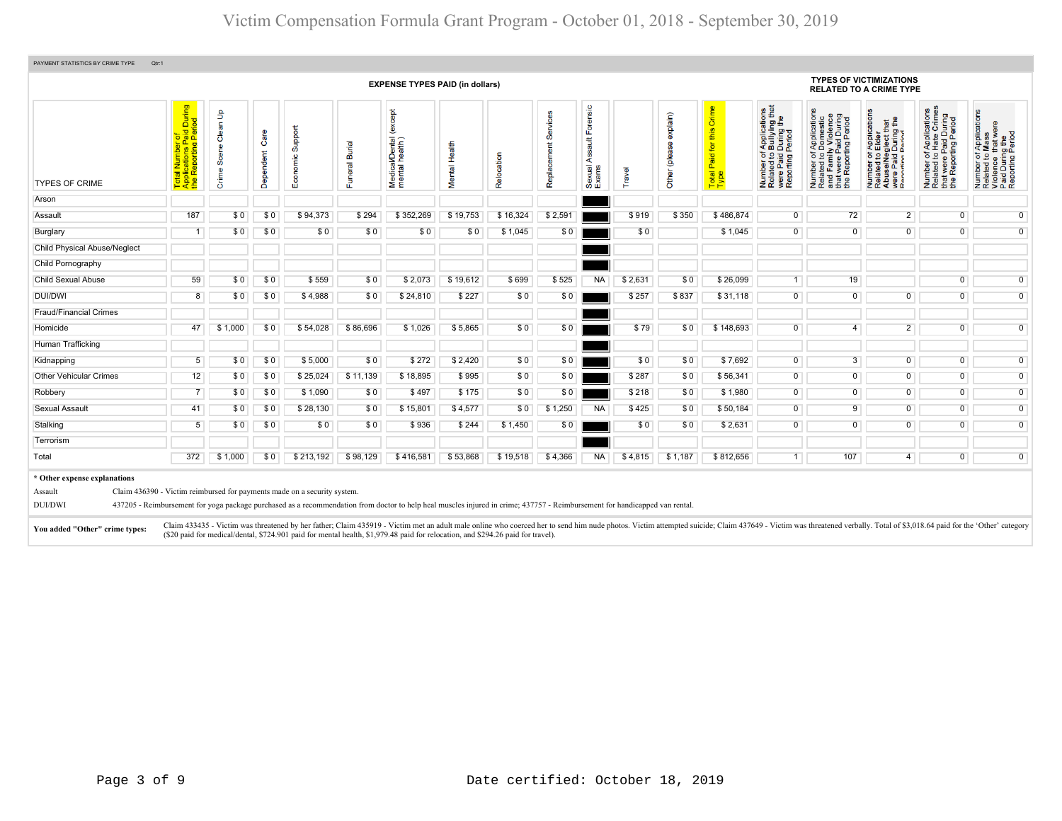# Victim Compensation Formula Grant Program - October 01, 2018 - September 30, 2019

PAYMENT STATISTICS BY CRIME TYPE Qtr:1

| TYPES OF CRIME | Total Number of Applications Paid During the Reporting Period | Crime Scene Clean Up | Dependent Care | Economic Support | Funeral Burial | Medical/Dental (except mental health) | Mental Health | Relocation | Replacement Services | Sexual Assault Forensic Exams | Travel | Other (please explain) | Total Paid for this Crime Type | Number of Applications Related to Bullying that were Paid During the Reporting Period | Number of Applications Related to Domestic and Family Violence that were Paid During the Reporting Period | Number of Applications Related to Elder Abuse/Neglect that were Paid During the Reporting Period | Number of Applications Related to Hate Crimes that were Paid During the Reporting Period | Number of Applications Related to Mass Violence that were Paid During the Reporting Period |
|---|---|---|---|---|---|---|---|---|---|---|---|---|---|---|---|---|---|---|
| | EXPENSE TYPES PAID (in dollars) | | | | | | | | | | | | | TYPES OF VICTIMIZATIONS RELATED TO A CRIME TYPE | | | | |
| Arson | | | | | | | | | | | | | | | | | | |
| Assault | 187 | $ 0 | $ 0 | $ 94,373 | $ 294 | $ 352,269 | $ 19,753 | $ 16,324 | $ 2,591 | | $ 919 | $ 350 | $ 486,874 | 0 | 72 | 2 | 0 | 0 |
| Burglary | 1 | $ 0 | $ 0 | $ 0 | $ 0 | $ 0 | $ 0 | $ 1,045 | $ 0 | | $ 0 | | $ 1,045 | 0 | 0 | 0 | 0 | 0 |
| Child Physical Abuse/Neglect | | | | | | | | | | | | | | | | | | |
| Child Pornography | | | | | | | | | | | | | | | | | | |
| Child Sexual Abuse | 59 | $ 0 | $ 0 | $ 559 | $ 0 | $ 2,073 | $ 19,612 | $ 699 | $ 525 | NA | $ 2,631 | $ 0 | $ 26,099 | 1 | 19 | | 0 | 0 |
| DUI/DWI | 8 | $ 0 | $ 0 | $ 4,988 | $ 0 | $ 24,810 | $ 227 | $ 0 | $ 0 | | $ 257 | $ 837 | $ 31,118 | 0 | 0 | 0 | 0 | 0 |
| Fraud/Financial Crimes | | | | | | | | | | | | | | | | | | |
| Homicide | 47 | $ 1,000 | $ 0 | $ 54,028 | $ 86,696 | $ 1,026 | $ 5,865 | $ 0 | $ 0 | | $ 79 | $ 0 | $ 148,693 | 0 | 4 | 2 | 0 | 0 |
| Human Trafficking | | | | | | | | | | | | | | | | | | |
| Kidnapping | 5 | $ 0 | $ 0 | $ 5,000 | $ 0 | $ 272 | $ 2,420 | $ 0 | $ 0 | | $ 0 | $ 0 | $ 7,692 | 0 | 3 | 0 | 0 | 0 |
| Other Vehicular Crimes | 12 | $ 0 | $ 0 | $ 25,024 | $ 11,139 | $ 18,895 | $ 995 | $ 0 | $ 0 | | $ 287 | $ 0 | $ 56,341 | 0 | 0 | 0 | 0 | 0 |
| Robbery | 7 | $ 0 | $ 0 | $ 1,090 | $ 0 | $ 497 | $ 175 | $ 0 | $ 0 | | $ 218 | $ 0 | $ 1,980 | 0 | 0 | 0 | 0 | 0 |
| Sexual Assault | 41 | $ 0 | $ 0 | $ 28,130 | $ 0 | $ 15,801 | $ 4,577 | $ 0 | $ 1,250 | NA | $ 425 | $ 0 | $ 50,184 | 0 | 9 | 0 | 0 | 0 |
| Stalking | 5 | $ 0 | $ 0 | $ 0 | $ 0 | $ 936 | $ 244 | $ 1,450 | $ 0 | | $ 0 | $ 0 | $ 2,631 | 0 | 0 | 0 | 0 | 0 |
| Terrorism | | | | | | | | | | | | | | | | | | |
| Total | 372 | $ 1,000 | $ 0 | $ 213,192 | $ 98,129 | $ 416,581 | $ 53,868 | $ 19,518 | $ 4,366 | NA | $ 4,815 | $ 1,187 | $ 812,656 | 1 | 107 | 4 | 0 | 0 |

**\* Other expense explanations**

| | |
|---|---|
| Assault | Claim 436390 - Victim reimbursed for payments made on a security system. |
| DUI/DWI | 437205 - Reimbursement for yoga package purchased as a recommendation from doctor to help heal muscles injured in crime; 437757 - Reimbursement for handicapped van rental. |

**You added "Other" crime types:** Claim 433435 - Victim was threatened by her father; Claim 435919 - Victim met an adult male online who coerced her to send him nude photos. Victim attempted suicide; Claim 437649 - Victim was threatened verbally. Total of $3,018.64 paid for the 'Other' category ($20 paid for medical/dental, $724.901 paid for mental health, $1,979.48 paid for relocation, and $294.26 paid for travel).

Date certified: October 18, 2019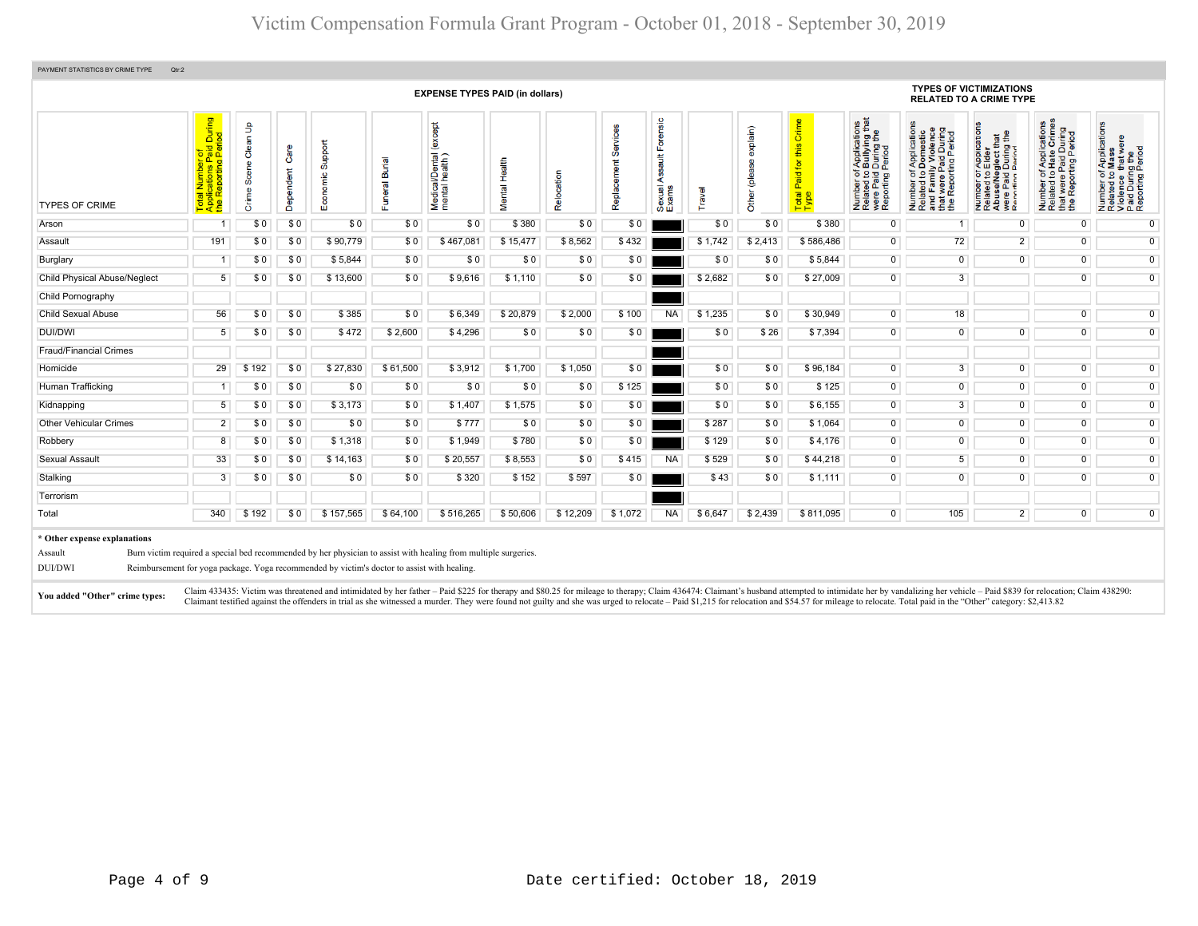# Victim Compensation Formula Grant Program - October 01, 2018 - September 30, 2019

PAYMENT STATISTICS BY CRIME TYPE Qtr:2

| TYPES OF CRIME | EXPENSE TYPES PAID (in dollars) | | | | | | | | | | | | | | TYPES OF VICTIMIZATIONS RELATED TO A CRIME TYPE | | | | |
|---|---|---|---|---|---|---|---|---|---|---|---|---|---|---|---|---|---|---|---|
| | Total Number of Applications Paid During the Reporting Period | Crime Scene Clean Up | Dependent Care | Economic Support | Funeral Burial | Medical/Dental (except mental health) | Mental Health | Relocation | Replacement Services | Sexual Assault Forensic Exams | Travel | Other (please explain) | Total Paid for this Crime Type | Number of Applications Related to Bullying that were Paid During the Reporting Period | Number of Applications Related to Domestic and Family Violence that were Paid During the Reporting Period | Number of Applications Related to Elder Abuse/Neglect that were Paid During the Reporting Period | Number of Applications Related to Hate Crimes that were Paid During the Reporting Period | Number of Applications Related to Mass Violence that were Paid During the Reporting Period |
| Arson | 1 | $ 0 | $ 0 | $ 0 | $ 0 | $ 0 | $ 380 | $ 0 | $ 0 | | $ 0 | $ 0 | $ 380 | 0 | 1 | 0 | 0 | 0 |
| Assault | 191 | $ 0 | $ 0 | $ 90,779 | $ 0 | $ 467,081 | $ 15,477 | $ 8,562 | $ 432 | | $ 1,742 | $ 2,413 | $ 586,486 | 0 | 72 | 2 | 0 | 0 |
| Burglary | 1 | $ 0 | $ 0 | $ 5,844 | $ 0 | $ 0 | $ 0 | $ 0 | $ 0 | | $ 0 | $ 0 | $ 5,844 | 0 | 0 | 0 | 0 | 0 |
| Child Physical Abuse/Neglect | 5 | $ 0 | $ 0 | $ 13,600 | $ 0 | $ 9,616 | $ 1,110 | $ 0 | $ 0 | | $ 2,682 | $ 0 | $ 27,009 | 0 | 3 | | 0 | 0 |
| Child Pornography | | | | | | | | | | | | | | | | | | |
| Child Sexual Abuse | 56 | $ 0 | $ 0 | $ 385 | $ 0 | $ 6,349 | $ 20,879 | $ 2,000 | $ 100 | NA | $ 1,235 | $ 0 | $ 30,949 | 0 | 18 | | 0 | 0 |
| DUI/DWI | 5 | $ 0 | $ 0 | $ 472 | $ 2,600 | $ 4,296 | $ 0 | $ 0 | $ 0 | | $ 0 | $ 26 | $ 7,394 | 0 | 0 | 0 | 0 | 0 |
| Fraud/Financial Crimes | | | | | | | | | | | | | | | | | | |
| Homicide | 29 | $ 192 | $ 0 | $ 27,830 | $ 61,500 | $ 3,912 | $ 1,700 | $ 1,050 | $ 0 | | $ 0 | $ 0 | $ 96,184 | 0 | 3 | 0 | 0 | 0 |
| Human Trafficking | 1 | $ 0 | $ 0 | $ 0 | $ 0 | $ 0 | $ 0 | $ 0 | $ 125 | | $ 0 | $ 0 | $ 125 | 0 | 0 | 0 | 0 | 0 |
| Kidnapping | 5 | $ 0 | $ 0 | $ 3,173 | $ 0 | $ 1,407 | $ 1,575 | $ 0 | $ 0 | | $ 0 | $ 0 | $ 6,155 | 0 | 3 | 0 | 0 | 0 |
| Other Vehicular Crimes | 2 | $ 0 | $ 0 | $ 0 | $ 0 | $ 777 | $ 0 | $ 0 | $ 0 | | $ 287 | $ 0 | $ 1,064 | 0 | 0 | 0 | 0 | 0 |
| Robbery | 8 | $ 0 | $ 0 | $ 1,318 | $ 0 | $ 1,949 | $ 780 | $ 0 | $ 0 | | $ 129 | $ 0 | $ 4,176 | 0 | 0 | 0 | 0 | 0 |
| Sexual Assault | 33 | $ 0 | $ 0 | $ 14,163 | $ 0 | $ 20,557 | $ 8,553 | $ 0 | $ 415 | NA | $ 529 | $ 0 | $ 44,218 | 0 | 5 | 0 | 0 | 0 |
| Stalking | 3 | $ 0 | $ 0 | $ 0 | $ 0 | $ 320 | $ 152 | $ 597 | $ 0 | | $ 43 | $ 0 | $ 1,111 | 0 | 0 | 0 | 0 | 0 |
| Terrorism | | | | | | | | | | | | | | | | | | |
| Total | 340 | $ 192 | $ 0 | $ 157,565 | $ 64,100 | $ 516,265 | $ 50,606 | $ 12,209 | $ 1,072 | NA | $ 6,647 | $ 2,439 | $ 811,095 | 0 | 105 | 2 | 0 | 0 |

**\* Other expense explanations**

| | |
|---|---|
| Assault | Burn victim required a special bed recommended by her physician to assist with healing from multiple surgeries. |
| DUI/DWI | Reimbursement for yoga package. Yoga recommended by victim's doctor to assist with healing. |

**You added "Other" crime types:** Claim 433435: Victim was threatened and intimidated by her father – Paid $225 for therapy and $80.25 for mileage to therapy; Claim 436474: Claimant's husband attempted to intimidate her by vandalizing her vehicle – Paid $839 for relocation; Claim 438290: Claimant testified against the offenders in trial as she witnessed a murder. They were found not guilty and she was urged to relocate – Paid $1,215 for relocation and $54.57 for mileage to relocate. Total paid in the "Other" category: $2,413.82

Date certified: October 18, 2019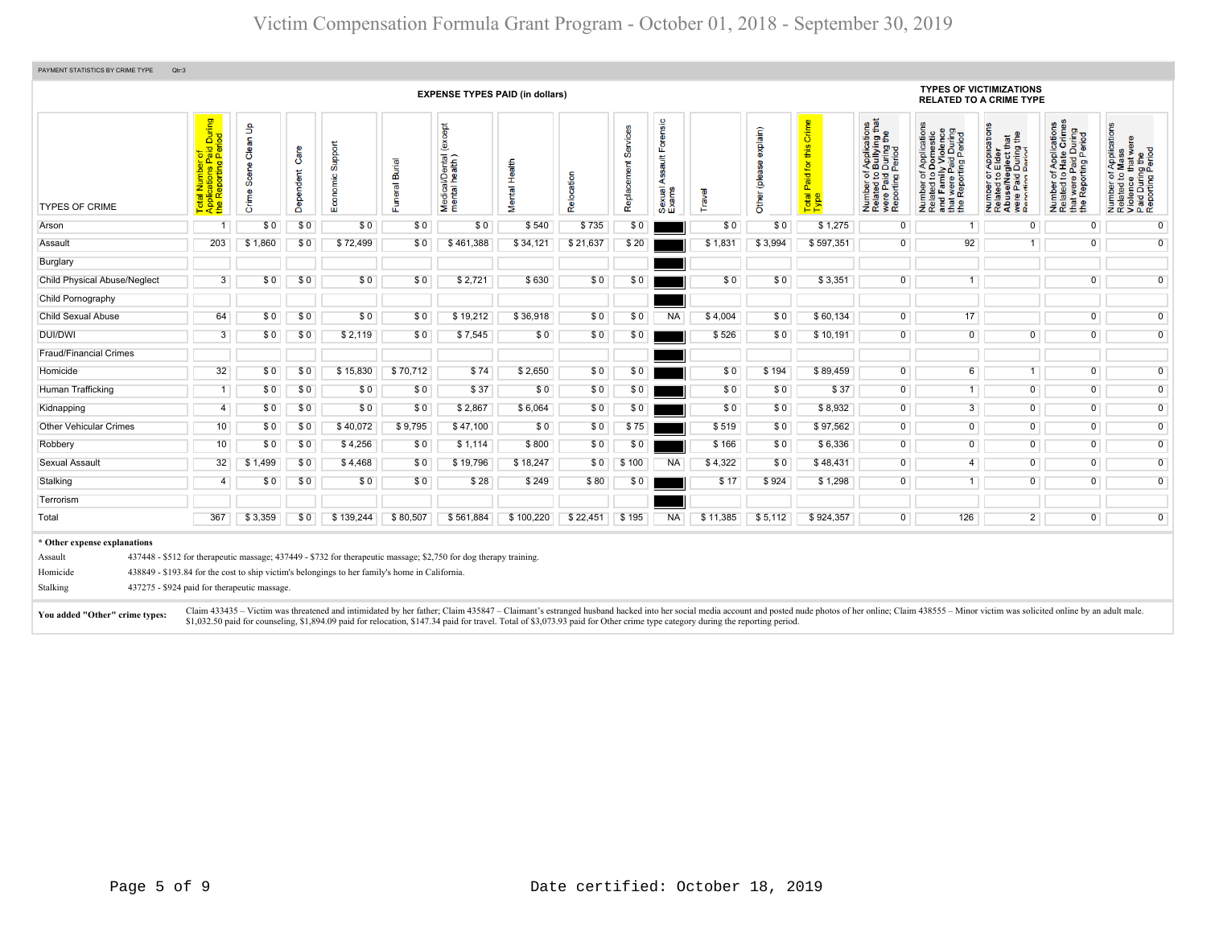# Victim Compensation Formula Grant Program - October 01, 2018 - September 30, 2019

PAYMENT STATISTICS BY CRIME TYPE Qtr:3

| TYPES OF CRIME | Total Number of Applications Paid During the Reporting Period | Crime Scene Clean Up | Dependent Care | Economic Support | Funeral Burial | Medical/Dental (except mental health) | Mental Health | Relocation | Replacement Services | Sexual Assault Forensic Exams | Travel | Other (please explain) | Total Paid for this Crime Type | Number of Applications Related to Bullying that were Paid During the Reporting Period | Number of Applications Related to Domestic and Family Violence that were Paid During the Reporting Period | Number of Applications Related to Elder Abuse/Neglect that were Paid During the Reporting Period | Number of Applications Related to Hate Crimes that were Paid During the Reporting Period | Number of Applications Related to Mass Violence that were Paid During the Reporting Period |
|---|---|---|---|---|---|---|---|---|---|---|---|---|---|---|---|---|---|---|
| | | **EXPENSE TYPES PAID (in dollars)** | | | | | | | | | | | | **TYPES OF VICTIMIZATIONS RELATED TO A CRIME TYPE** | | | | |
| Arson | 1 | $ 0 | $ 0 | $ 0 | $ 0 | $ 0 | $ 540 | $ 735 | $ 0 | | $ 0 | $ 0 | $ 1,275 | 0 | 1 | 0 | 0 | 0 |
| Assault | 203 | $ 1,860 | $ 0 | $ 72,499 | $ 0 | $ 461,388 | $ 34,121 | $ 21,637 | $ 20 | | $ 1,831 | $ 3,994 | $ 597,351 | 0 | 92 | 1 | 0 | 0 |
| Burglary | | | | | | | | | | | | | | | | | | |
| Child Physical Abuse/Neglect | 3 | $ 0 | $ 0 | $ 0 | $ 0 | $ 2,721 | $ 630 | $ 0 | $ 0 | | $ 0 | $ 0 | $ 3,351 | 0 | 1 | | 0 | 0 |
| Child Pornography | | | | | | | | | | | | | | | | | | |
| Child Sexual Abuse | 64 | $ 0 | $ 0 | $ 0 | $ 0 | $ 19,212 | $ 36,918 | $ 0 | $ 0 | NA | $ 4,004 | $ 0 | $ 60,134 | 0 | 17 | | 0 | 0 |
| DUI/DWI | 3 | $ 0 | $ 0 | $ 2,119 | $ 0 | $ 7,545 | $ 0 | $ 0 | $ 0 | | $ 526 | $ 0 | $ 10,191 | 0 | 0 | 0 | 0 | 0 |
| Fraud/Financial Crimes | | | | | | | | | | | | | | | | | | |
| Homicide | 32 | $ 0 | $ 0 | $ 15,830 | $ 70,712 | $ 74 | $ 2,650 | $ 0 | $ 0 | | $ 0 | $ 194 | $ 89,459 | 0 | 6 | 1 | 0 | 0 |
| Human Trafficking | 1 | $ 0 | $ 0 | $ 0 | $ 0 | $ 37 | $ 0 | $ 0 | $ 0 | | $ 0 | $ 0 | $ 37 | 0 | 1 | 0 | 0 | 0 |
| Kidnapping | 4 | $ 0 | $ 0 | $ 0 | $ 0 | $ 2,867 | $ 6,064 | $ 0 | $ 0 | | $ 0 | $ 0 | $ 8,932 | 0 | 3 | 0 | 0 | 0 |
| Other Vehicular Crimes | 10 | $ 0 | $ 0 | $ 40,072 | $ 9,795 | $ 47,100 | $ 0 | $ 0 | $ 75 | | $ 519 | $ 0 | $ 97,562 | 0 | 0 | 0 | 0 | 0 |
| Robbery | 10 | $ 0 | $ 0 | $ 4,256 | $ 0 | $ 1,114 | $ 800 | $ 0 | $ 0 | | $ 166 | $ 0 | $ 6,336 | 0 | 0 | 0 | 0 | 0 |
| Sexual Assault | 32 | $ 1,499 | $ 0 | $ 4,468 | $ 0 | $ 19,796 | $ 18,247 | $ 0 | $ 100 | NA | $ 4,322 | $ 0 | $ 48,431 | 0 | 4 | 0 | 0 | 0 |
| Stalking | 4 | $ 0 | $ 0 | $ 0 | $ 0 | $ 28 | $ 249 | $ 80 | $ 0 | | $ 17 | $ 924 | $ 1,298 | 0 | 1 | 0 | 0 | 0 |
| Terrorism | | | | | | | | | | | | | | | | | | |
| Total | 367 | $ 3,359 | $ 0 | $ 139,244 | $ 80,507 | $ 561,884 | $ 100,220 | $ 22,451 | $ 195 | NA | $ 11,385 | $ 5,112 | $ 924,357 | 0 | 126 | 2 | 0 | 0 |

**\* Other expense explanations**

| | |
|---|---|
| Assault | 437448 - $512 for therapeutic massage; 437449 - $732 for therapeutic massage; $2,750 for dog therapy training. |
| Homicide | 438849 - $193.84 for the cost to ship victim's belongings to her family's home in California. |
| Stalking | 437275 - $924 paid for therapeutic massage. |

**You added "Other" crime types:** Claim 433435 – Victim was threatened and intimidated by her father; Claim 435847 – Claimant's estranged husband hacked into her social media account and posted nude photos of her online; Claim 438555 – Minor victim was solicited online by an adult male. $1,032.50 paid for counseling, $1,894.09 paid for relocation, $147.34 paid for travel. Total of $3,073.93 paid for Other crime type category during the reporting period.

Date certified: October 18, 2019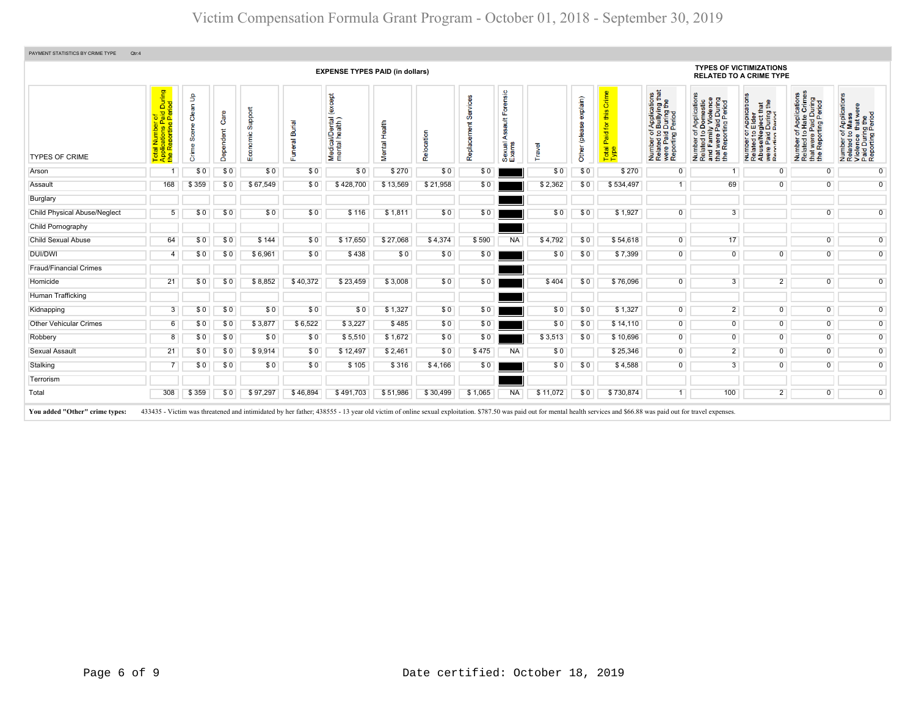# Victim Compensation Formula Grant Program - October 01, 2018 - September 30, 2019

PAYMENT STATISTICS BY CRIME TYPE Qtr:4

| TYPES OF CRIME | Total Number of Applications Paid During the Reporting Period | EXPENSE TYPES PAID (in dollars) | | | | | | | | | | | | TYPES OF VICTIMIZATIONS RELATED TO A CRIME TYPE | | | | |
|---|---|---|---|---|---|---|---|---|---|---|---|---|---|---|---|---|---|---|
| | | Crime Scene Clean Up | Dependent Care | Economic Support | Funeral Burial | Medical/Dental (except mental health) | Mental Health | Relocation | Replacement Services | Sexual Assault Forensic Exams | Travel | Other (please explain) | Total Paid for this Crime Type | Number of Applications Related to Bullying that were Paid During the Reporting Period | Number of Applications Related to Domestic and Family Violence that were Paid During the Reporting Period | Number of Applications Related to Elder Abuse/Neglect that were Paid During the Reporting Period | Number of Applications Related to Hate Crimes that were Paid During the Reporting Period | Number of Applications Related to Mass Violence that were Paid During the Reporting Period |
| Arson | 1 | $ 0 | $ 0 | $ 0 | $ 0 | $ 0 | $ 270 | $ 0 | $ 0 | | $ 0 | $ 0 | $ 270 | 0 | 1 | 0 | 0 | 0 |
| Assault | 168 | $ 359 | $ 0 | $ 67,549 | $ 0 | $ 428,700 | $ 13,569 | $ 21,958 | $ 0 | | $ 2,362 | $ 0 | $ 534,497 | 1 | 69 | 0 | 0 | 0 |
| Burglary | | | | | | | | | | | | | | | | | | |
| Child Physical Abuse/Neglect | 5 | $ 0 | $ 0 | $ 0 | $ 0 | $ 116 | $ 1,811 | $ 0 | $ 0 | | $ 0 | $ 0 | $ 1,927 | 0 | 3 | | 0 | 0 |
| Child Pornography | | | | | | | | | | | | | | | | | | |
| Child Sexual Abuse | 64 | $ 0 | $ 0 | $ 144 | $ 0 | $ 17,650 | $ 27,068 | $ 4,374 | $ 590 | NA | $ 4,792 | $ 0 | $ 54,618 | 0 | 17 | | 0 | 0 |
| DUI/DWI | 4 | $ 0 | $ 0 | $ 6,961 | $ 0 | $ 438 | $ 0 | $ 0 | $ 0 | | $ 0 | $ 0 | $ 7,399 | 0 | 0 | 0 | 0 | 0 |
| Fraud/Financial Crimes | | | | | | | | | | | | | | | | | | |
| Homicide | 21 | $ 0 | $ 0 | $ 8,852 | $ 40,372 | $ 23,459 | $ 3,008 | $ 0 | $ 0 | | $ 404 | $ 0 | $ 76,096 | 0 | 3 | 2 | 0 | 0 |
| Human Trafficking | | | | | | | | | | | | | | | | | | |
| Kidnapping | 3 | $ 0 | $ 0 | $ 0 | $ 0 | $ 0 | $ 1,327 | $ 0 | $ 0 | | $ 0 | $ 0 | $ 1,327 | 0 | 2 | 0 | 0 | 0 |
| Other Vehicular Crimes | 6 | $ 0 | $ 0 | $ 3,877 | $ 6,522 | $ 3,227 | $ 485 | $ 0 | $ 0 | | $ 0 | $ 0 | $ 14,110 | 0 | 0 | 0 | 0 | 0 |
| Robbery | 8 | $ 0 | $ 0 | $ 0 | $ 0 | $ 5,510 | $ 1,672 | $ 0 | $ 0 | | $ 3,513 | $ 0 | $ 10,696 | 0 | 0 | 0 | 0 | 0 |
| Sexual Assault | 21 | $ 0 | $ 0 | $ 9,914 | $ 0 | $ 12,497 | $ 2,461 | $ 0 | $ 475 | NA | $ 0 | | $ 25,346 | 0 | 2 | 0 | 0 | 0 |
| Stalking | 7 | $ 0 | $ 0 | $ 0 | $ 0 | $ 105 | $ 316 | $ 4,166 | $ 0 | | $ 0 | $ 0 | $ 4,588 | 0 | 3 | 0 | 0 | 0 |
| Terrorism | | | | | | | | | | | | | | | | | | |
| Total | 308 | $ 359 | $ 0 | $ 97,297 | $ 46,894 | $ 491,703 | $ 51,986 | $ 30,499 | $ 1,065 | NA | $ 11,072 | $ 0 | $ 730,874 | 1 | 100 | 2 | 0 | 0 |

**You added "Other" crime types:** 433435 - Victim was threatened and intimidated by her father; 438555 - 13 year old victim of online sexual exploitation. $787.50 was paid out for mental health services and $66.88 was paid out for travel expenses.

Date certified: October 18, 2019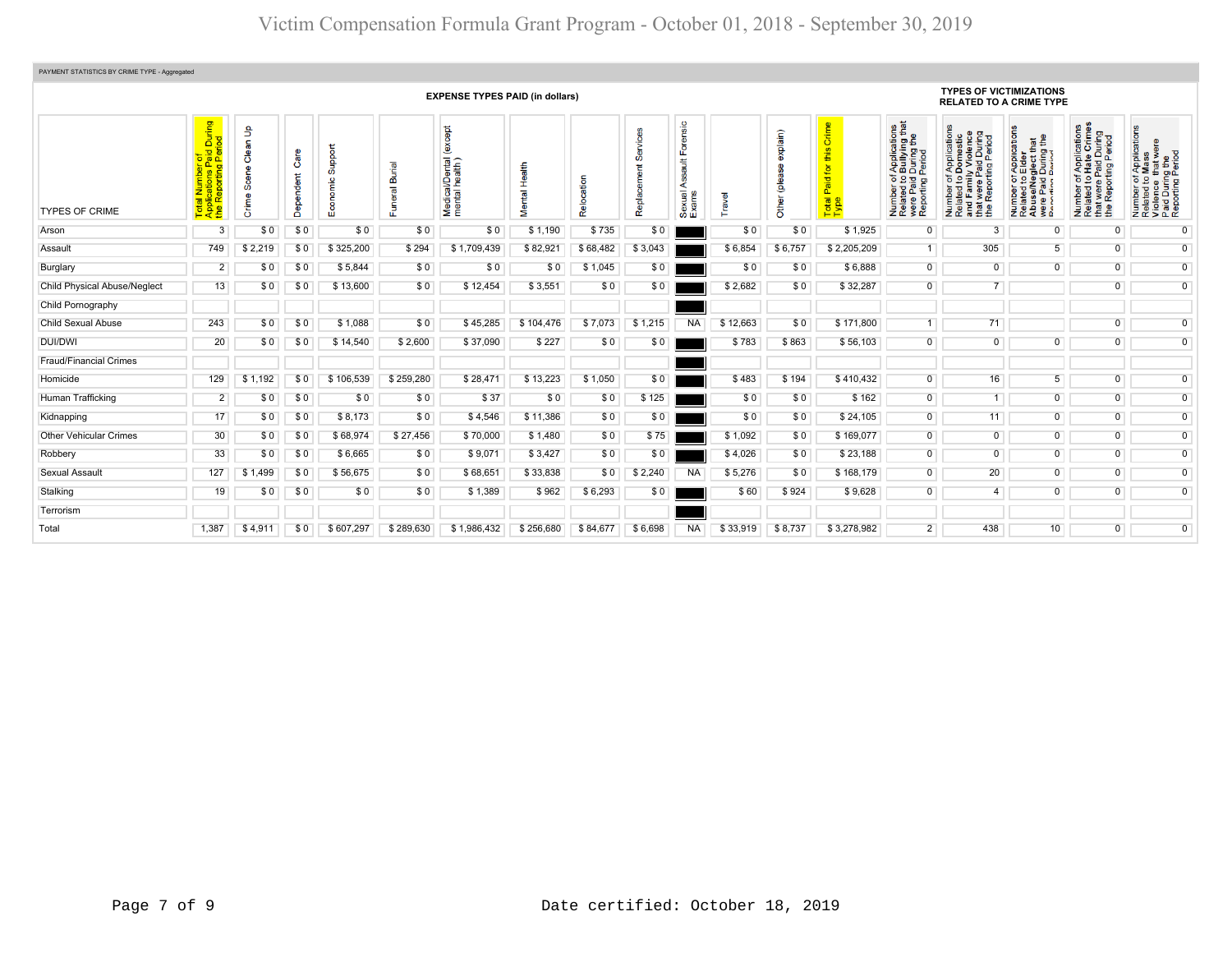# Victim Compensation Formula Grant Program - October 01, 2018 - September 30, 2019

PAYMENT STATISTICS BY CRIME TYPE - Aggregated

| TYPES OF CRIME | Total Number of Applications Paid During the Reporting Period | EXPENSE TYPES PAID (in dollars) | | | | | | | | | | | | TYPES OF VICTIMIZATIONS RELATED TO A CRIME TYPE | | | | |
|---|---|---|---|---|---|---|---|---|---|---|---|---|---|---|---|---|---|---|
| | | Crime Scene Clean Up | Dependent Care | Economic Support | Funeral Burial | Medical/Dental (except mental health) | Mental Health | Relocation | Replacement Services | Sexual Assault Forensic Exams | Travel | Other (please explain) | Total Paid for this Crime Type | Number of Applications Related to Bullying that were Paid During the Reporting Period | Number of Applications Related to Domestic and Family Violence that were Paid During the Reporting Period | Number of Applications Related to Elder Abuse/Neglect that were Paid During the Reporting Period | Number of Applications Related to Hate Crimes that were Paid During the Reporting Period | Number of Applications Related to Mass Violence that were Paid During the Reporting Period |
| Arson | 3 | $ 0 | $ 0 | $ 0 | $ 0 | $ 0 | $ 1,190 | $ 735 | $ 0 | | $ 0 | $ 0 | $ 1,925 | 0 | 3 | 0 | 0 | 0 |
| Assault | 749 | $ 2,219 | $ 0 | $ 325,200 | $ 294 | $ 1,709,439 | $ 82,921 | $ 68,482 | $ 3,043 | | $ 6,854 | $ 6,757 | $ 2,205,209 | 1 | 305 | 5 | 0 | 0 |
| Burglary | 2 | $ 0 | $ 0 | $ 5,844 | $ 0 | $ 0 | $ 0 | $ 1,045 | $ 0 | | $ 0 | $ 0 | $ 6,888 | 0 | 0 | 0 | 0 | 0 |
| Child Physical Abuse/Neglect | 13 | $ 0 | $ 0 | $ 13,600 | $ 0 | $ 12,454 | $ 3,551 | $ 0 | $ 0 | | $ 2,682 | $ 0 | $ 32,287 | 0 | 7 | | 0 | 0 |
| Child Pornography | | | | | | | | | | | | | | | | | | |
| Child Sexual Abuse | 243 | $ 0 | $ 0 | $ 1,088 | $ 0 | $ 45,285 | $ 104,476 | $ 7,073 | $ 1,215 | NA | $ 12,663 | $ 0 | $ 171,800 | 1 | 71 | | 0 | 0 |
| DUI/DWI | 20 | $ 0 | $ 0 | $ 14,540 | $ 2,600 | $ 37,090 | $ 227 | $ 0 | $ 0 | | $ 783 | $ 863 | $ 56,103 | 0 | 0 | 0 | 0 | 0 |
| Fraud/Financial Crimes | | | | | | | | | | | | | | | | | | |
| Homicide | 129 | $ 1,192 | $ 0 | $ 106,539 | $ 259,280 | $ 28,471 | $ 13,223 | $ 1,050 | $ 0 | | $ 483 | $ 194 | $ 410,432 | 0 | 16 | 5 | 0 | 0 |
| Human Trafficking | 2 | $ 0 | $ 0 | $ 0 | $ 0 | $ 37 | $ 0 | $ 0 | $ 125 | | $ 0 | $ 0 | $ 162 | 0 | 1 | 0 | 0 | 0 |
| Kidnapping | 17 | $ 0 | $ 0 | $ 8,173 | $ 0 | $ 4,546 | $ 11,386 | $ 0 | $ 0 | | $ 0 | $ 0 | $ 24,105 | 0 | 11 | 0 | 0 | 0 |
| Other Vehicular Crimes | 30 | $ 0 | $ 0 | $ 68,974 | $ 27,456 | $ 70,000 | $ 1,480 | $ 0 | $ 75 | | $ 1,092 | $ 0 | $ 169,077 | 0 | 0 | 0 | 0 | 0 |
| Robbery | 33 | $ 0 | $ 0 | $ 6,665 | $ 0 | $ 9,071 | $ 3,427 | $ 0 | $ 0 | | $ 4,026 | $ 0 | $ 23,188 | 0 | 0 | 0 | 0 | 0 |
| Sexual Assault | 127 | $ 1,499 | $ 0 | $ 56,675 | $ 0 | $ 68,651 | $ 33,838 | $ 0 | $ 2,240 | NA | $ 5,276 | $ 0 | $ 168,179 | 0 | 20 | 0 | 0 | 0 |
| Stalking | 19 | $ 0 | $ 0 | $ 0 | $ 0 | $ 1,389 | $ 962 | $ 6,293 | $ 0 | | $ 60 | $ 924 | $ 9,628 | 0 | 4 | 0 | 0 | 0 |
| Terrorism | | | | | | | | | | | | | | | | | | |
| Total | 1,387 | $ 4,911 | $ 0 | $ 607,297 | $ 289,630 | $ 1,986,432 | $ 256,680 | $ 84,677 | $ 6,698 | NA | $ 33,919 | $ 8,737 | $ 3,278,982 | 2 | 438 | 10 | 0 | 0 |

Date certified: October 18, 2019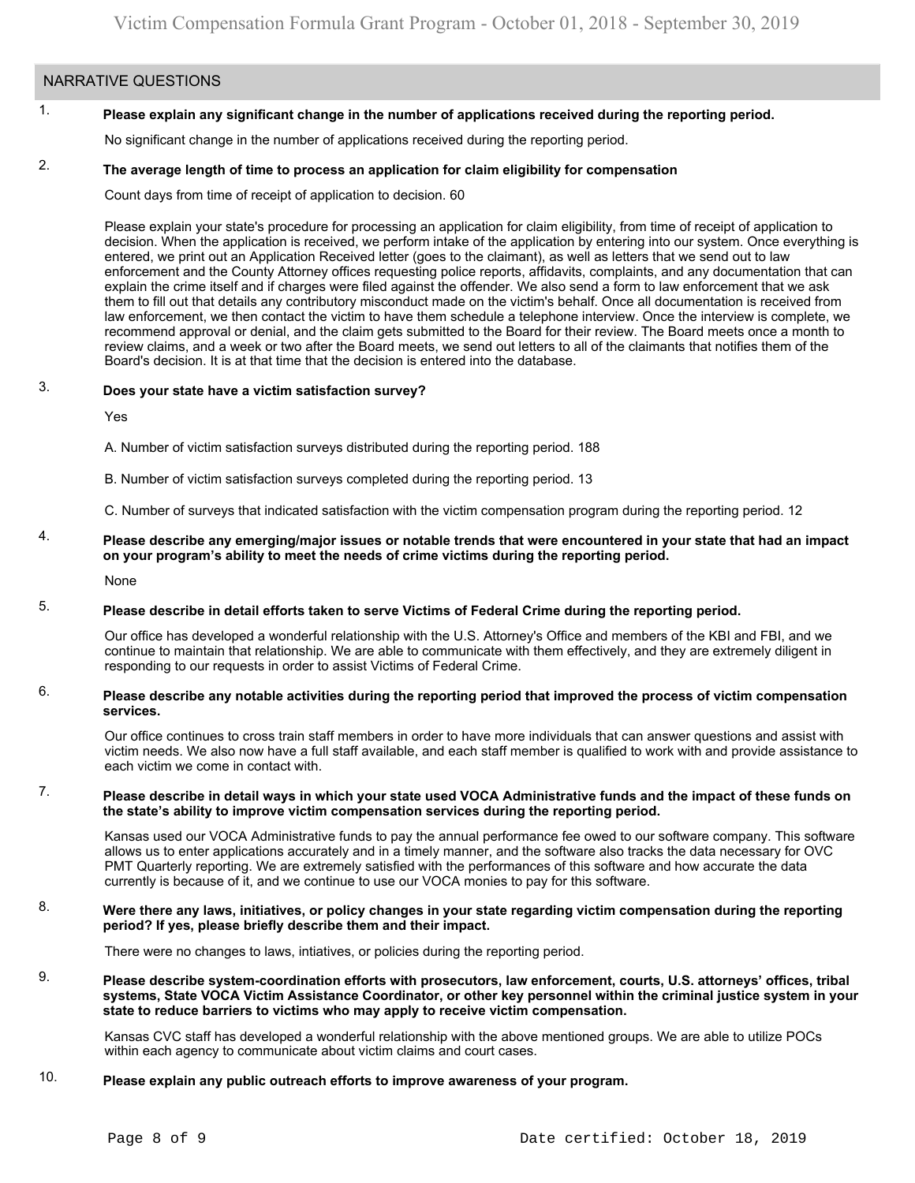## NARRATIVE QUESTIONS

1. **Please explain any significant change in the number of applications received during the reporting period.**

   No significant change in the number of applications received during the reporting period.

2. **The average length of time to process an application for claim eligibility for compensation**

   Count days from time of receipt of application to decision. 60

   Please explain your state's procedure for processing an application for claim eligibility, from time of receipt of application to decision. When the application is received, we perform intake of the application by entering into our system. Once everything is entered, we print out an Application Received letter (goes to the claimant), as well as letters that we send out to law enforcement and the County Attorney offices requesting police reports, affidavits, complaints, and any documentation that can explain the crime itself and if charges were filed against the offender. We also send a form to law enforcement that we ask them to fill out that details any contributory misconduct made on the victim's behalf. Once all documentation is received from law enforcement, we then contact the victim to have them schedule a telephone interview. Once the interview is complete, we recommend approval or denial, and the claim gets submitted to the Board for their review. The Board meets once a month to review claims, and a week or two after the Board meets, we send out letters to all of the claimants that notifies them of the Board's decision. It is at that time that the decision is entered into the database.

3. **Does your state have a victim satisfaction survey?**

   Yes

   A. Number of victim satisfaction surveys distributed during the reporting period. 188

   B. Number of victim satisfaction surveys completed during the reporting period. 13

   C. Number of surveys that indicated satisfaction with the victim compensation program during the reporting period. 12

4. **Please describe any emerging/major issues or notable trends that were encountered in your state that had an impact on your program's ability to meet the needs of crime victims during the reporting period.**

   None

5. **Please describe in detail efforts taken to serve Victims of Federal Crime during the reporting period.**

   Our office has developed a wonderful relationship with the U.S. Attorney's Office and members of the KBI and FBI, and we continue to maintain that relationship. We are able to communicate with them effectively, and they are extremely diligent in responding to our requests in order to assist Victims of Federal Crime.

6. **Please describe any notable activities during the reporting period that improved the process of victim compensation services.**

   Our office continues to cross train staff members in order to have more individuals that can answer questions and assist with victim needs. We also now have a full staff available, and each staff member is qualified to work with and provide assistance to each victim we come in contact with.

7. **Please describe in detail ways in which your state used VOCA Administrative funds and the impact of these funds on the state's ability to improve victim compensation services during the reporting period.**

   Kansas used our VOCA Administrative funds to pay the annual performance fee owed to our software company. This software allows us to enter applications accurately and in a timely manner, and the software also tracks the data necessary for OVC PMT Quarterly reporting. We are extremely satisfied with the performances of this software and how accurate the data currently is because of it, and we continue to use our VOCA monies to pay for this software.

8. **Were there any laws, initiatives, or policy changes in your state regarding victim compensation during the reporting period? If yes, please briefly describe them and their impact.**

   There were no changes to laws, intiatives, or policies during the reporting period.

9. **Please describe system-coordination efforts with prosecutors, law enforcement, courts, U.S. attorneys' offices, tribal systems, State VOCA Victim Assistance Coordinator, or other key personnel within the criminal justice system in your state to reduce barriers to victims who may apply to receive victim compensation.**

   Kansas CVC staff has developed a wonderful relationship with the above mentioned groups. We are able to utilize POCs within each agency to communicate about victim claims and court cases.

10. **Please explain any public outreach efforts to improve awareness of your program.**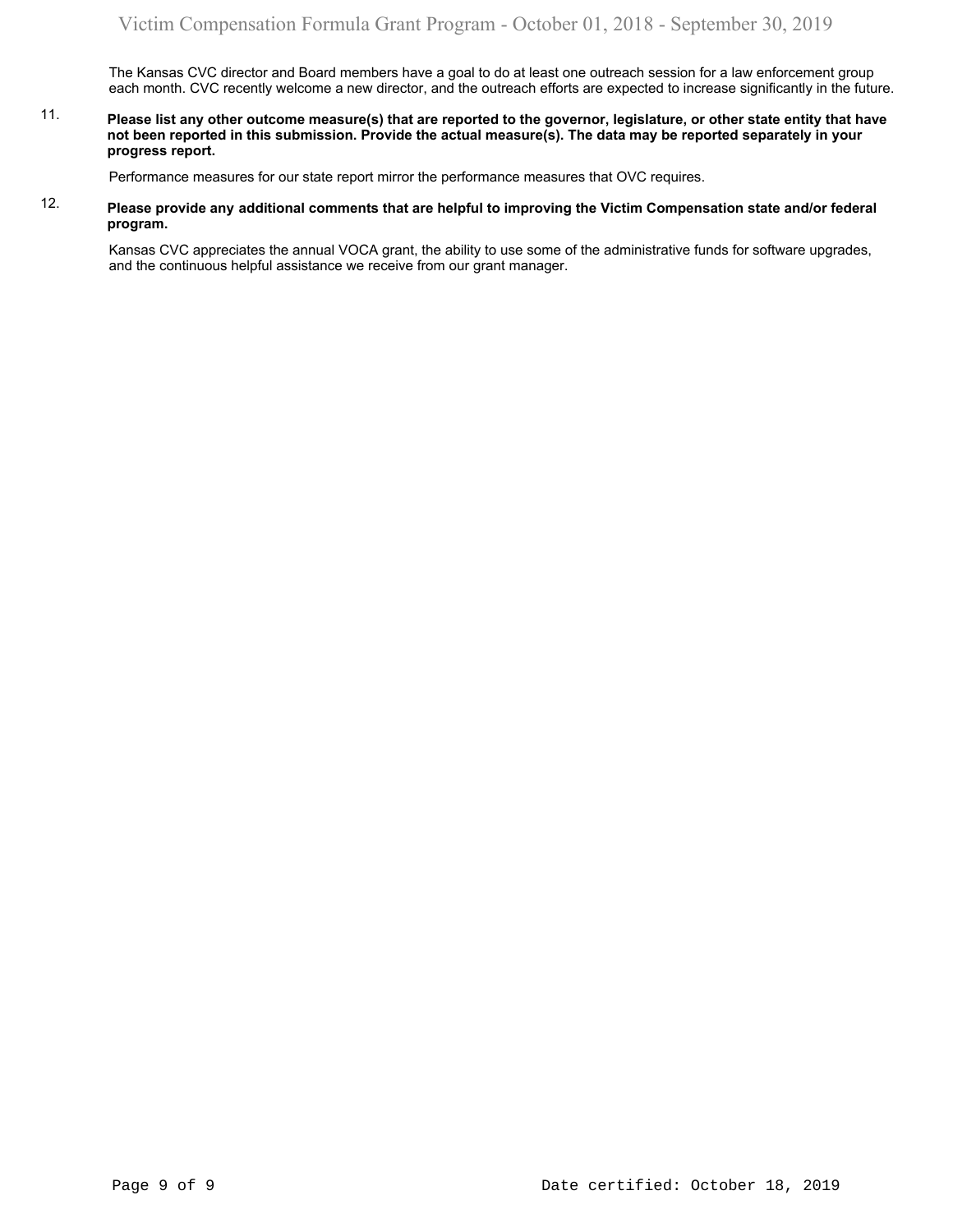The Kansas CVC director and Board members have a goal to do at least one outreach session for a law enforcement group each month. CVC recently welcome a new director, and the outreach efforts are expected to increase significantly in the future.

11. **Please list any other outcome measure(s) that are reported to the governor, legislature, or other state entity that have not been reported in this submission. Provide the actual measure(s). The data may be reported separately in your progress report.**

Performance measures for our state report mirror the performance measures that OVC requires.

12. **Please provide any additional comments that are helpful to improving the Victim Compensation state and/or federal program.**

Kansas CVC appreciates the annual VOCA grant, the ability to use some of the administrative funds for software upgrades, and the continuous helpful assistance we receive from our grant manager.

Date certified: October 18, 2019